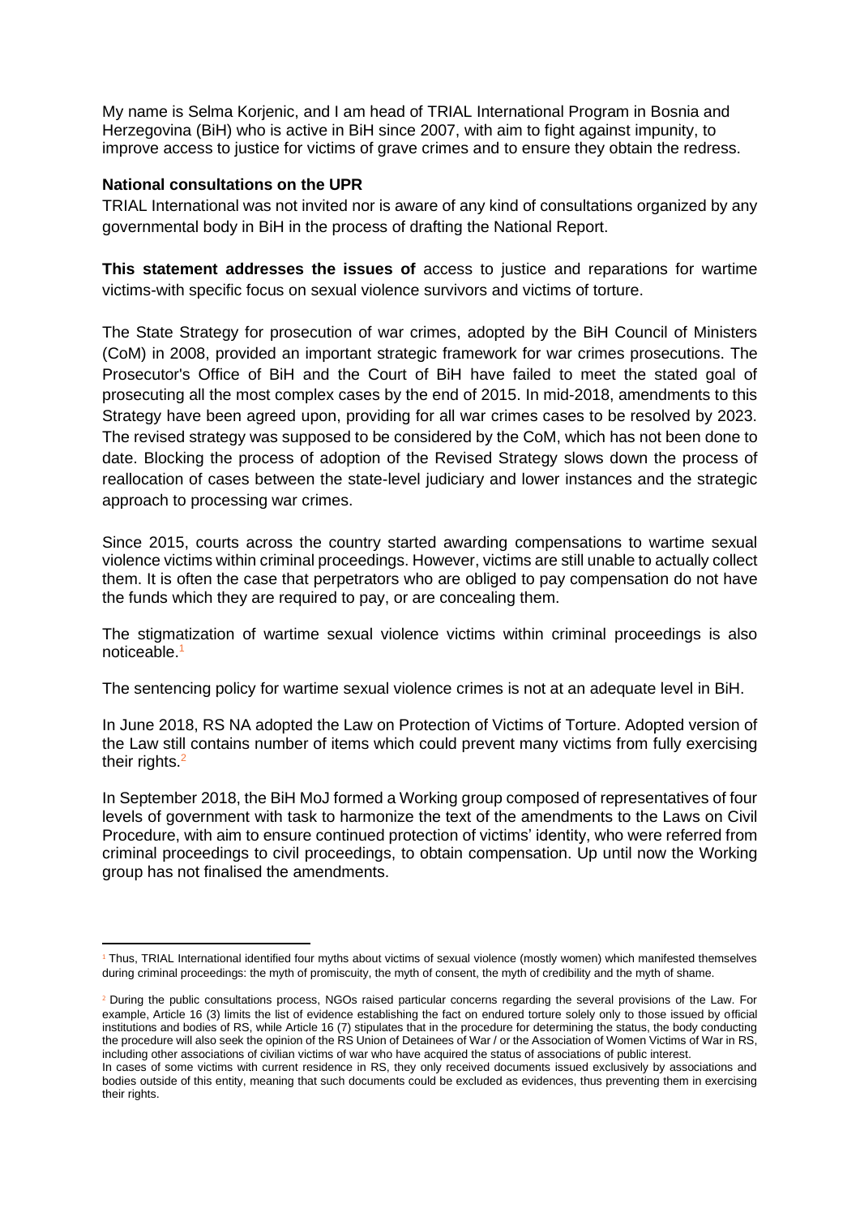My name is Selma Korjenic, and I am head of TRIAL International Program in Bosnia and Herzegovina (BiH) who is active in BiH since 2007, with aim to fight against impunity, to improve access to justice for victims of grave crimes and to ensure they obtain the redress.

**National consultations on the UPR**

TRIAL International was not invited nor is aware of any kind of consultations organized by any governmental body in BiH in the process of drafting the National Report.

**This statement addresses the issues of** access to justice and reparations for wartime victims-with specific focus on sexual violence survivors and victims of torture.

The State Strategy for prosecution of war crimes, adopted by the BiH Council of Ministers (CoM) in 2008, provided an important strategic framework for war crimes prosecutions. The Prosecutor's Office of BiH and the Court of BiH have failed to meet the stated goal of prosecuting all the most complex cases by the end of 2015. In mid-2018, amendments to this Strategy have been agreed upon, providing for all war crimes cases to be resolved by 2023. The revised strategy was supposed to be considered by the CoM, which has not been done to date. Blocking the process of adoption of the Revised Strategy slows down the process of reallocation of cases between the state-level judiciary and lower instances and the strategic approach to processing war crimes.

Since 2015, courts across the country started awarding compensations to wartime sexual violence victims within criminal proceedings. However, victims are still unable to actually collect them. It is often the case that perpetrators who are obliged to pay compensation do not have the funds which they are required to pay, or are concealing them.

The stigmatization of wartime sexual violence victims within criminal proceedings is also noticeable.[1]

The sentencing policy for wartime sexual violence crimes is not at an adequate level in BiH.

In June 2018, RS NA adopted the Law on Protection of Victims of Torture. Adopted version of the Law still contains number of items which could prevent many victims from fully exercising their rights.[2]

In September 2018, the BiH MoJ formed a Working group composed of representatives of four levels of government with task to harmonize the text of the amendments to the Laws on Civil Procedure, with aim to ensure continued protection of victims' identity, who were referred from criminal proceedings to civil proceedings, to obtain compensation. Up until now the Working group has not finalised the amendments.

---

[1] Thus, TRIAL International identified four myths about victims of sexual violence (mostly women) which manifested themselves during criminal proceedings: the myth of promiscuity, the myth of consent, the myth of credibility and the myth of shame.

[2] During the public consultations process, NGOs raised particular concerns regarding the several provisions of the Law. For example, Article 16 (3) limits the list of evidence establishing the fact on endured torture solely only to those issued by official institutions and bodies of RS, while Article 16 (7) stipulates that in the procedure for determining the status, the body conducting the procedure will also seek the opinion of the RS Union of Detainees of War / or the Association of Women Victims of War in RS, including other associations of civilian victims of war who have acquired the status of associations of public interest.
In cases of some victims with current residence in RS, they only received documents issued exclusively by associations and bodies outside of this entity, meaning that such documents could be excluded as evidences, thus preventing them in exercising their rights.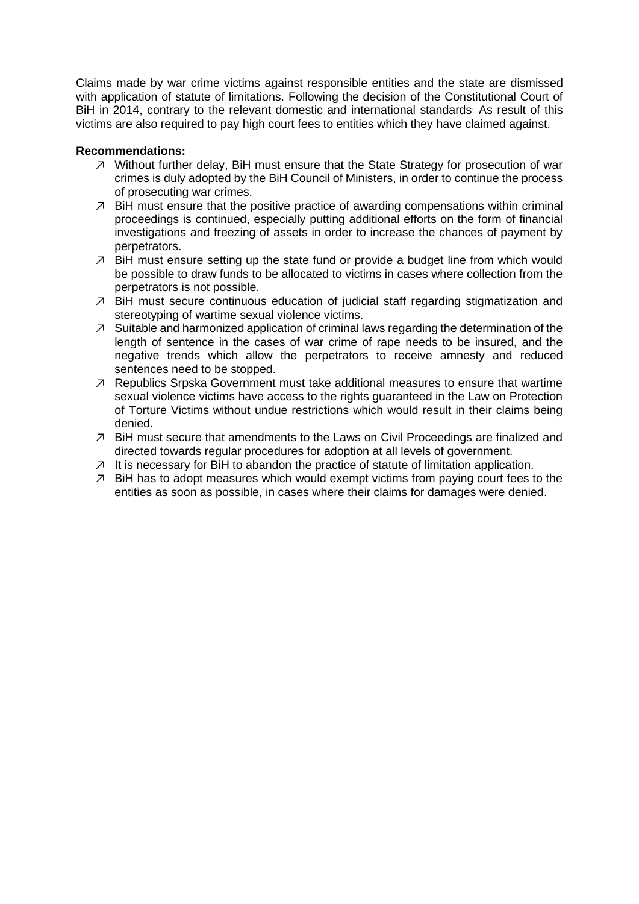Claims made by war crime victims against responsible entities and the state are dismissed with application of statute of limitations. Following the decision of the Constitutional Court of BiH in 2014, contrary to the relevant domestic and international standards. As result of this victims are also required to pay high court fees to entities which they have claimed against.

**Recommendations:**

- Without further delay, BiH must ensure that the State Strategy for prosecution of war crimes is duly adopted by the BiH Council of Ministers, in order to continue the process of prosecuting war crimes.
- BiH must ensure that the positive practice of awarding compensations within criminal proceedings is continued, especially putting additional efforts on the form of financial investigations and freezing of assets in order to increase the chances of payment by perpetrators.
- BiH must ensure setting up the state fund or provide a budget line from which would be possible to draw funds to be allocated to victims in cases where collection from the perpetrators is not possible.
- BiH must secure continuous education of judicial staff regarding stigmatization and stereotyping of wartime sexual violence victims.
- Suitable and harmonized application of criminal laws regarding the determination of the length of sentence in the cases of war crime of rape needs to be insured, and the negative trends which allow the perpetrators to receive amnesty and reduced sentences need to be stopped.
- Republics Srpska Government must take additional measures to ensure that wartime sexual violence victims have access to the rights guaranteed in the Law on Protection of Torture Victims without undue restrictions which would result in their claims being denied.
- BiH must secure that amendments to the Laws on Civil Proceedings are finalized and directed towards regular procedures for adoption at all levels of government.
- It is necessary for BiH to abandon the practice of statute of limitation application.
- BiH has to adopt measures which would exempt victims from paying court fees to the entities as soon as possible, in cases where their claims for damages were denied.